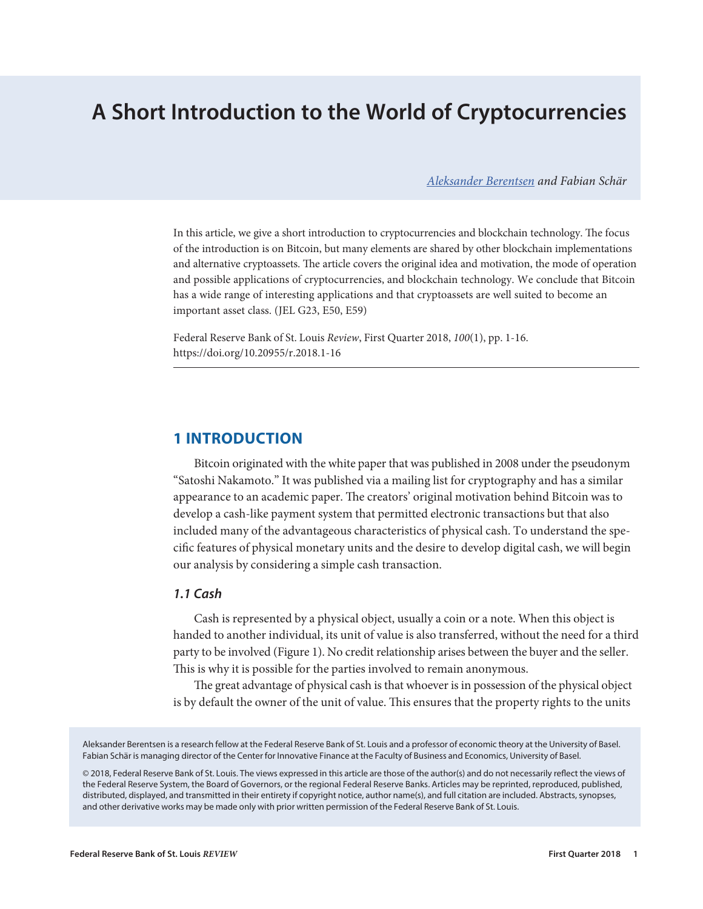# A Short Introduction to the World of Cryptocurrencies

*Aleksander Berentsen and Fabian Schär*

In this article, we give a short introduction to cryptocurrencies and blockchain technology. The focus of the introduction is on Bitcoin, but many elements are shared by other blockchain implementations and alternative cryptoassets. The article covers the original idea and motivation, the mode of operation and possible applications of cryptocurrencies, and blockchain technology. We conclude that Bitcoin has a wide range of interesting applications and that cryptoassets are well suited to become an important asset class. (JEL G23, E50, E59)

Federal Reserve Bank of St. Louis *Review*, First Quarter 2018, *100*(1), pp. 1-16.
https://doi.org/10.20955/r.2018.1-16

## 1 INTRODUCTION

Bitcoin originated with the white paper that was published in 2008 under the pseudonym "Satoshi Nakamoto." It was published via a mailing list for cryptography and has a similar appearance to an academic paper. The creators' original motivation behind Bitcoin was to develop a cash-like payment system that permitted electronic transactions but that also included many of the advantageous characteristics of physical cash. To understand the specific features of physical monetary units and the desire to develop digital cash, we will begin our analysis by considering a simple cash transaction.

### *1.1 Cash*

Cash is represented by a physical object, usually a coin or a note. When this object is handed to another individual, its unit of value is also transferred, without the need for a third party to be involved (Figure 1). No credit relationship arises between the buyer and the seller. This is why it is possible for the parties involved to remain anonymous.

The great advantage of physical cash is that whoever is in possession of the physical object is by default the owner of the unit of value. This ensures that the property rights to the units

Aleksander Berentsen is a research fellow at the Federal Reserve Bank of St. Louis and a professor of economic theory at the University of Basel. Fabian Schär is managing director of the Center for Innovative Finance at the Faculty of Business and Economics, University of Basel.

© 2018, Federal Reserve Bank of St. Louis. The views expressed in this article are those of the author(s) and do not necessarily reflect the views of the Federal Reserve System, the Board of Governors, or the regional Federal Reserve Banks. Articles may be reprinted, reproduced, published, distributed, displayed, and transmitted in their entirety if copyright notice, author name(s), and full citation are included. Abstracts, synopses, and other derivative works may be made only with prior written permission of the Federal Reserve Bank of St. Louis.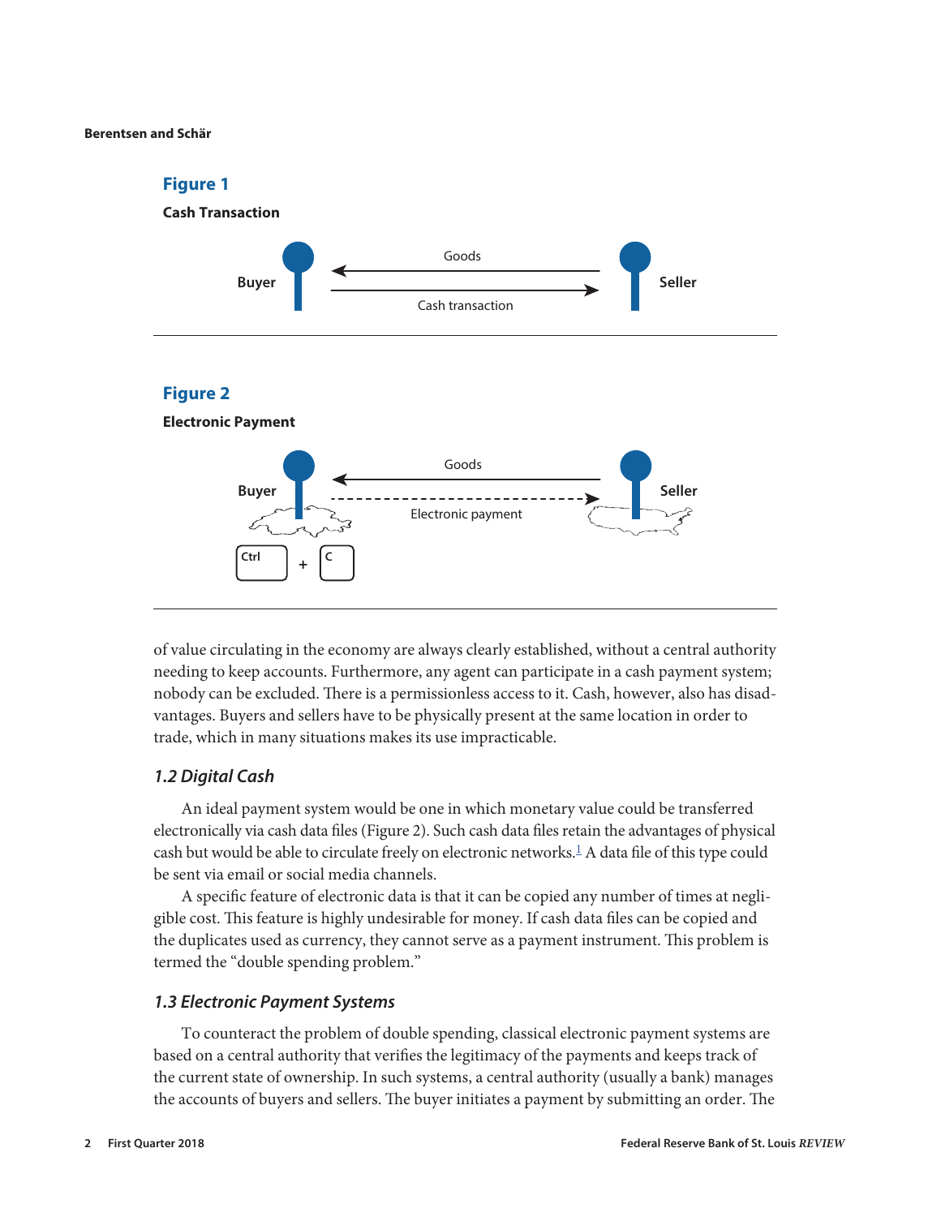**Figure 1**

**Cash Transaction**

**Figure 2**

**Electronic Payment**

of value circulating in the economy are always clearly established, without a central authority needing to keep accounts. Furthermore, any agent can participate in a cash payment system; nobody can be excluded. There is a permissionless access to it. Cash, however, also has disadvantages. Buyers and sellers have to be physically present at the same location in order to trade, which in many situations makes its use impracticable.

### *1.2 Digital Cash*

An ideal payment system would be one in which monetary value could be transferred electronically via cash data files (Figure 2). Such cash data files retain the advantages of physical cash but would be able to circulate freely on electronic networks.[1] A data file of this type could be sent via email or social media channels.

A specific feature of electronic data is that it can be copied any number of times at negligible cost. This feature is highly undesirable for money. If cash data files can be copied and the duplicates used as currency, they cannot serve as a payment instrument. This problem is termed the "double spending problem."

### *1.3 Electronic Payment Systems*

To counteract the problem of double spending, classical electronic payment systems are based on a central authority that verifies the legitimacy of the payments and keeps track of the current state of ownership. In such systems, a central authority (usually a bank) manages the accounts of buyers and sellers. The buyer initiates a payment by submitting an order. The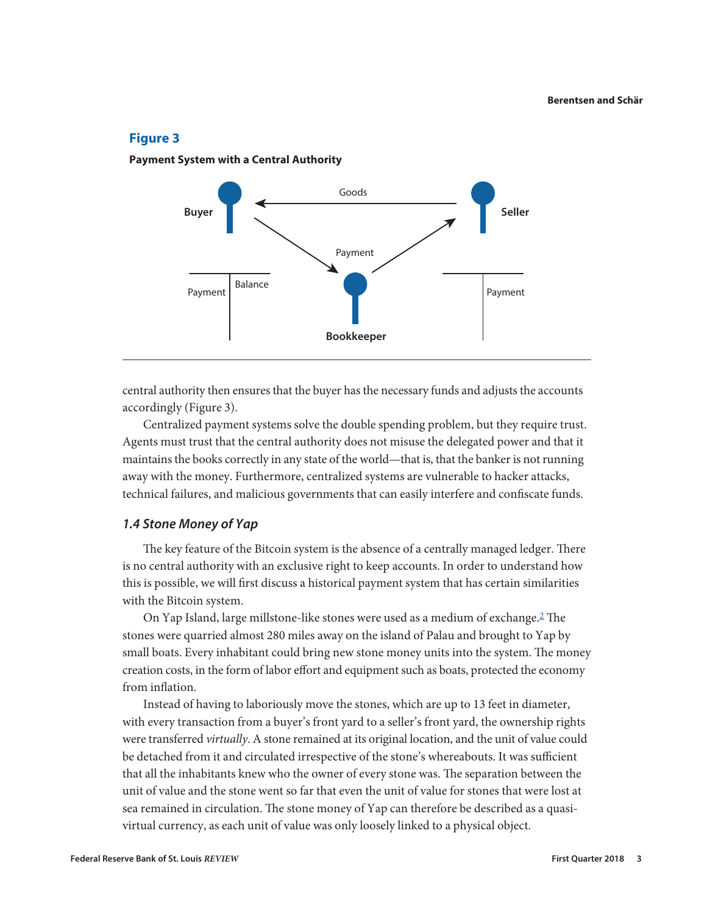**Figure 3**

**Payment System with a Central Authority**

central authority then ensures that the buyer has the necessary funds and adjusts the accounts accordingly (Figure 3).

Centralized payment systems solve the double spending problem, but they require trust. Agents must trust that the central authority does not misuse the delegated power and that it maintains the books correctly in any state of the world—that is, that the banker is not running away with the money. Furthermore, centralized systems are vulnerable to hacker attacks, technical failures, and malicious governments that can easily interfere and confiscate funds.

### *1.4 Stone Money of Yap*

The key feature of the Bitcoin system is the absence of a centrally managed ledger. There is no central authority with an exclusive right to keep accounts. In order to understand how this is possible, we will first discuss a historical payment system that has certain similarities with the Bitcoin system.

On Yap Island, large millstone-like stones were used as a medium of exchange.[2] The stones were quarried almost 280 miles away on the island of Palau and brought to Yap by small boats. Every inhabitant could bring new stone money units into the system. The money creation costs, in the form of labor effort and equipment such as boats, protected the economy from inflation.

Instead of having to laboriously move the stones, which are up to 13 feet in diameter, with every transaction from a buyer's front yard to a seller's front yard, the ownership rights were transferred *virtually*. A stone remained at its original location, and the unit of value could be detached from it and circulated irrespective of the stone's whereabouts. It was sufficient that all the inhabitants knew who the owner of every stone was. The separation between the unit of value and the stone went so far that even the unit of value for stones that were lost at sea remained in circulation. The stone money of Yap can therefore be described as a quasi-virtual currency, as each unit of value was only loosely linked to a physical object.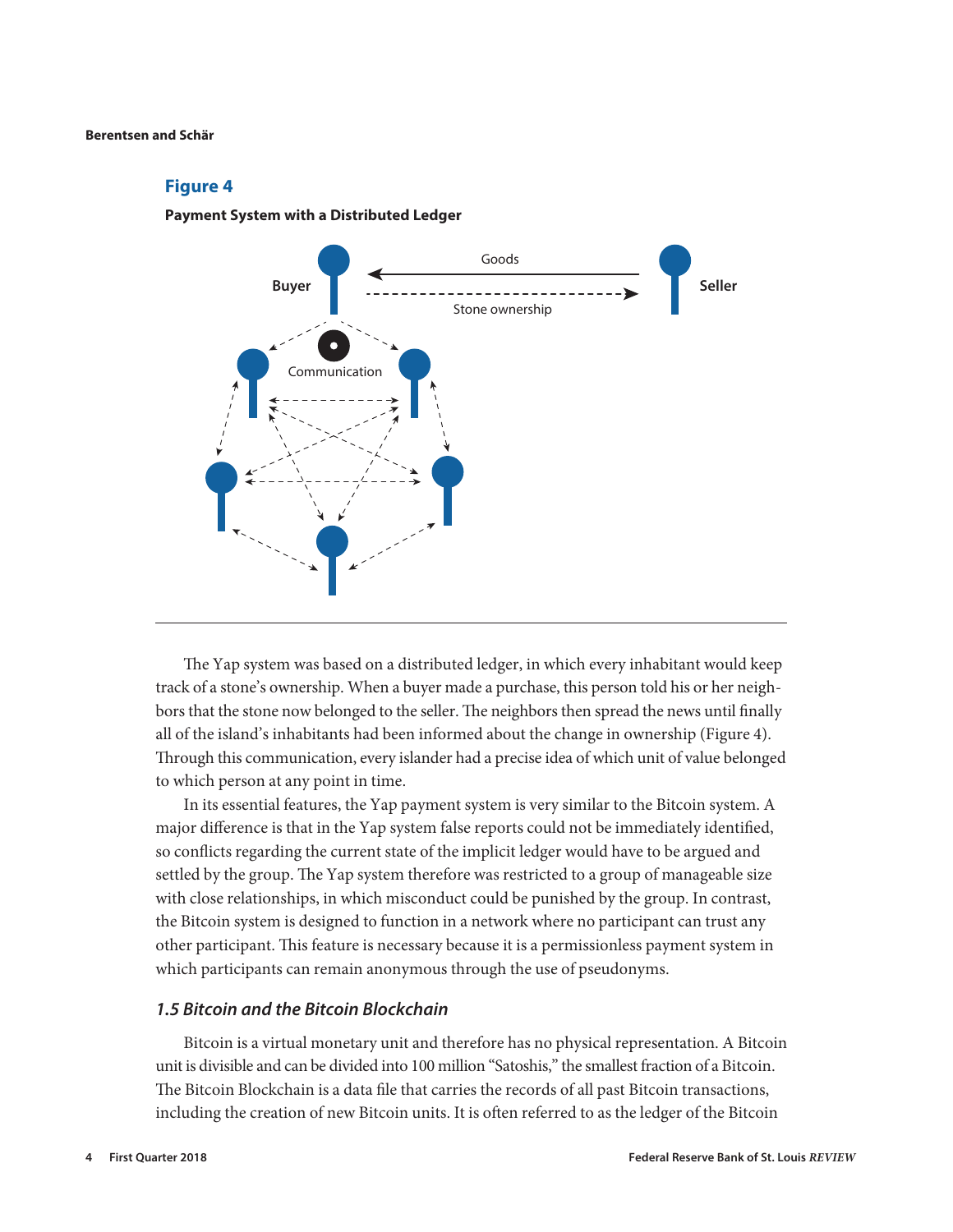**Figure 4**

**Payment System with a Distributed Ledger**

The Yap system was based on a distributed ledger, in which every inhabitant would keep track of a stone's ownership. When a buyer made a purchase, this person told his or her neighbors that the stone now belonged to the seller. The neighbors then spread the news until finally all of the island's inhabitants had been informed about the change in ownership (Figure 4). Through this communication, every islander had a precise idea of which unit of value belonged to which person at any point in time.

In its essential features, the Yap payment system is very similar to the Bitcoin system. A major difference is that in the Yap system false reports could not be immediately identified, so conflicts regarding the current state of the implicit ledger would have to be argued and settled by the group. The Yap system therefore was restricted to a group of manageable size with close relationships, in which misconduct could be punished by the group. In contrast, the Bitcoin system is designed to function in a network where no participant can trust any other participant. This feature is necessary because it is a permissionless payment system in which participants can remain anonymous through the use of pseudonyms.

### *1.5 Bitcoin and the Bitcoin Blockchain*

Bitcoin is a virtual monetary unit and therefore has no physical representation. A Bitcoin unit is divisible and can be divided into 100 million "Satoshis," the smallest fraction of a Bitcoin. The Bitcoin Blockchain is a data file that carries the records of all past Bitcoin transactions, including the creation of new Bitcoin units. It is often referred to as the ledger of the Bitcoin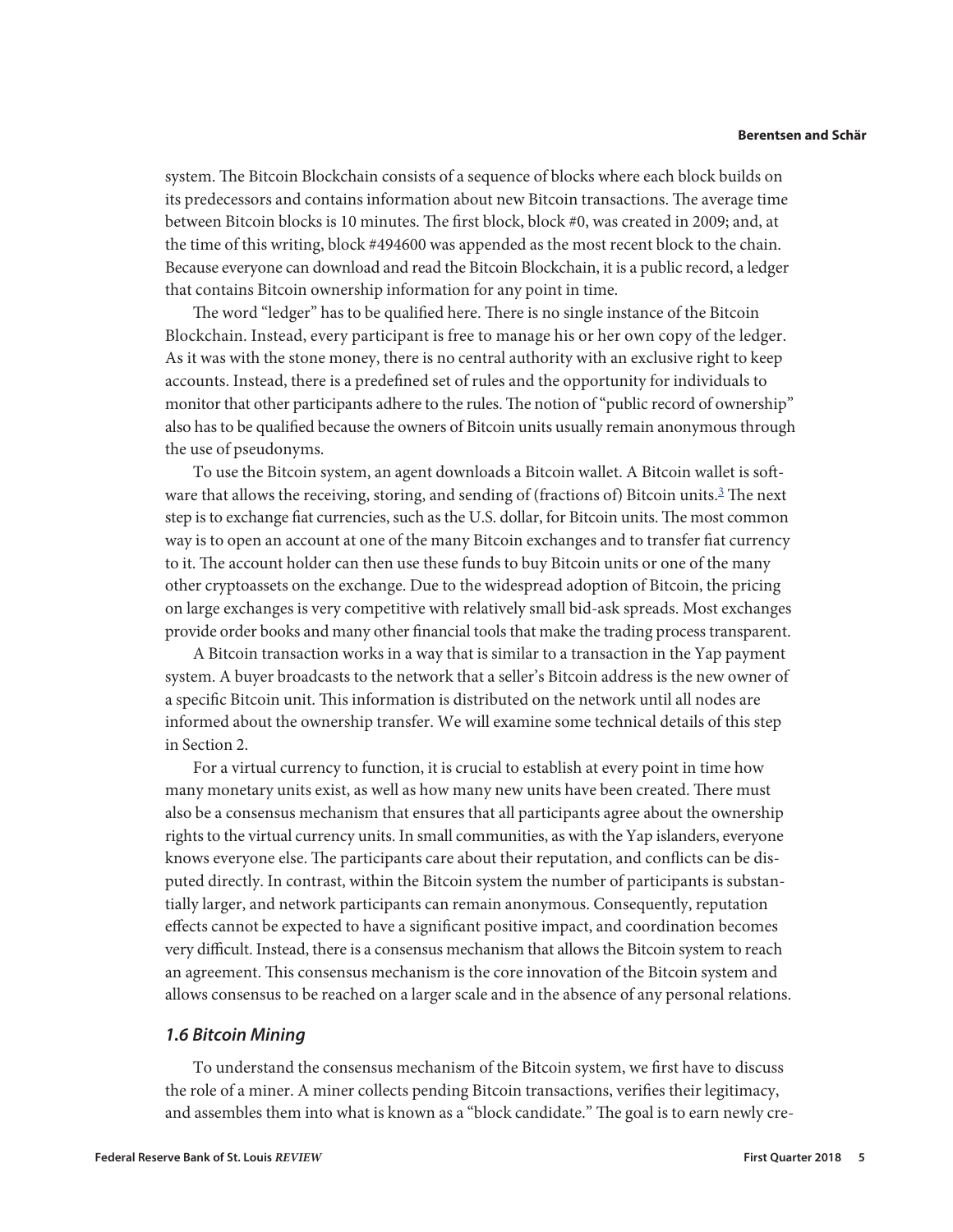system. The Bitcoin Blockchain consists of a sequence of blocks where each block builds on its predecessors and contains information about new Bitcoin transactions. The average time between Bitcoin blocks is 10 minutes. The first block, block #0, was created in 2009; and, at the time of this writing, block #494600 was appended as the most recent block to the chain. Because everyone can download and read the Bitcoin Blockchain, it is a public record, a ledger that contains Bitcoin ownership information for any point in time.

The word "ledger" has to be qualified here. There is no single instance of the Bitcoin Blockchain. Instead, every participant is free to manage his or her own copy of the ledger. As it was with the stone money, there is no central authority with an exclusive right to keep accounts. Instead, there is a predefined set of rules and the opportunity for individuals to monitor that other participants adhere to the rules. The notion of "public record of ownership" also has to be qualified because the owners of Bitcoin units usually remain anonymous through the use of pseudonyms.

To use the Bitcoin system, an agent downloads a Bitcoin wallet. A Bitcoin wallet is software that allows the receiving, storing, and sending of (fractions of) Bitcoin units.[3] The next step is to exchange fiat currencies, such as the U.S. dollar, for Bitcoin units. The most common way is to open an account at one of the many Bitcoin exchanges and to transfer fiat currency to it. The account holder can then use these funds to buy Bitcoin units or one of the many other cryptoassets on the exchange. Due to the widespread adoption of Bitcoin, the pricing on large exchanges is very competitive with relatively small bid-ask spreads. Most exchanges provide order books and many other financial tools that make the trading process transparent.

A Bitcoin transaction works in a way that is similar to a transaction in the Yap payment system. A buyer broadcasts to the network that a seller's Bitcoin address is the new owner of a specific Bitcoin unit. This information is distributed on the network until all nodes are informed about the ownership transfer. We will examine some technical details of this step in Section 2.

For a virtual currency to function, it is crucial to establish at every point in time how many monetary units exist, as well as how many new units have been created. There must also be a consensus mechanism that ensures that all participants agree about the ownership rights to the virtual currency units. In small communities, as with the Yap islanders, everyone knows everyone else. The participants care about their reputation, and conflicts can be disputed directly. In contrast, within the Bitcoin system the number of participants is substantially larger, and network participants can remain anonymous. Consequently, reputation effects cannot be expected to have a significant positive impact, and coordination becomes very difficult. Instead, there is a consensus mechanism that allows the Bitcoin system to reach an agreement. This consensus mechanism is the core innovation of the Bitcoin system and allows consensus to be reached on a larger scale and in the absence of any personal relations.

### *1.6 Bitcoin Mining*

To understand the consensus mechanism of the Bitcoin system, we first have to discuss the role of a miner. A miner collects pending Bitcoin transactions, verifies their legitimacy, and assembles them into what is known as a "block candidate." The goal is to earn newly cre-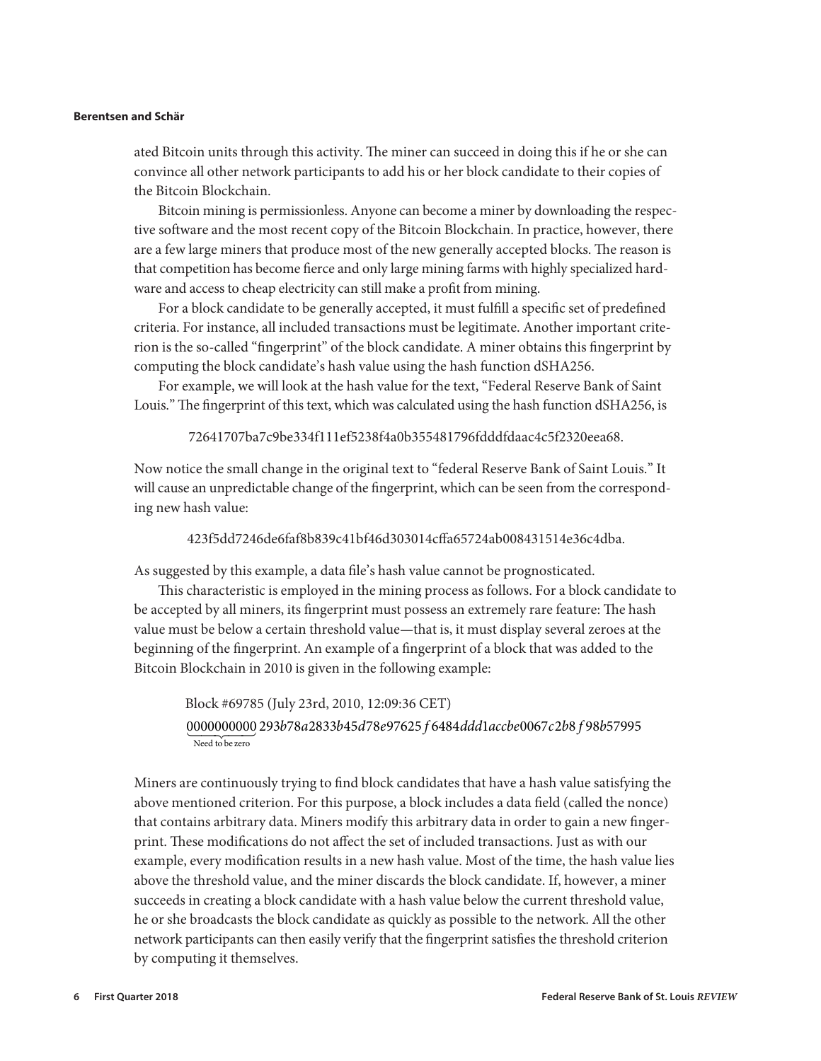ated Bitcoin units through this activity. The miner can succeed in doing this if he or she can convince all other network participants to add his or her block candidate to their copies of the Bitcoin Blockchain.

Bitcoin mining is permissionless. Anyone can become a miner by downloading the respective software and the most recent copy of the Bitcoin Blockchain. In practice, however, there are a few large miners that produce most of the new generally accepted blocks. The reason is that competition has become fierce and only large mining farms with highly specialized hardware and access to cheap electricity can still make a profit from mining.

For a block candidate to be generally accepted, it must fulfill a specific set of predefined criteria. For instance, all included transactions must be legitimate. Another important criterion is the so-called "fingerprint" of the block candidate. A miner obtains this fingerprint by computing the block candidate's hash value using the hash function dSHA256.

For example, we will look at the hash value for the text, "Federal Reserve Bank of Saint Louis." The fingerprint of this text, which was calculated using the hash function dSHA256, is

72641707ba7c9be334f111ef5238f4a0b355481796fdddfdaac4c5f2320eea68.

Now notice the small change in the original text to "federal Reserve Bank of Saint Louis." It will cause an unpredictable change of the fingerprint, which can be seen from the corresponding new hash value:

423f5dd7246de6faf8b839c41bf46d303014cffa65724ab008431514e36c4dba.

As suggested by this example, a data file's hash value cannot be prognosticated.

This characteristic is employed in the mining process as follows. For a block candidate to be accepted by all miners, its fingerprint must possess an extremely rare feature: The hash value must be below a certain threshold value—that is, it must display several zeroes at the beginning of the fingerprint. An example of a fingerprint of a block that was added to the Bitcoin Blockchain in 2010 is given in the following example:

Block #69785 (July 23rd, 2010, 12:09:36 CET)

$$\underbrace{0000000000}_{\text{Need to be zero}}293b78a2833b45d78e97625f6484ddd1accbe0067c2b8f98b57995$$

Miners are continuously trying to find block candidates that have a hash value satisfying the above mentioned criterion. For this purpose, a block includes a data field (called the nonce) that contains arbitrary data. Miners modify this arbitrary data in order to gain a new fingerprint. These modifications do not affect the set of included transactions. Just as with our example, every modification results in a new hash value. Most of the time, the hash value lies above the threshold value, and the miner discards the block candidate. If, however, a miner succeeds in creating a block candidate with a hash value below the current threshold value, he or she broadcasts the block candidate as quickly as possible to the network. All the other network participants can then easily verify that the fingerprint satisfies the threshold criterion by computing it themselves.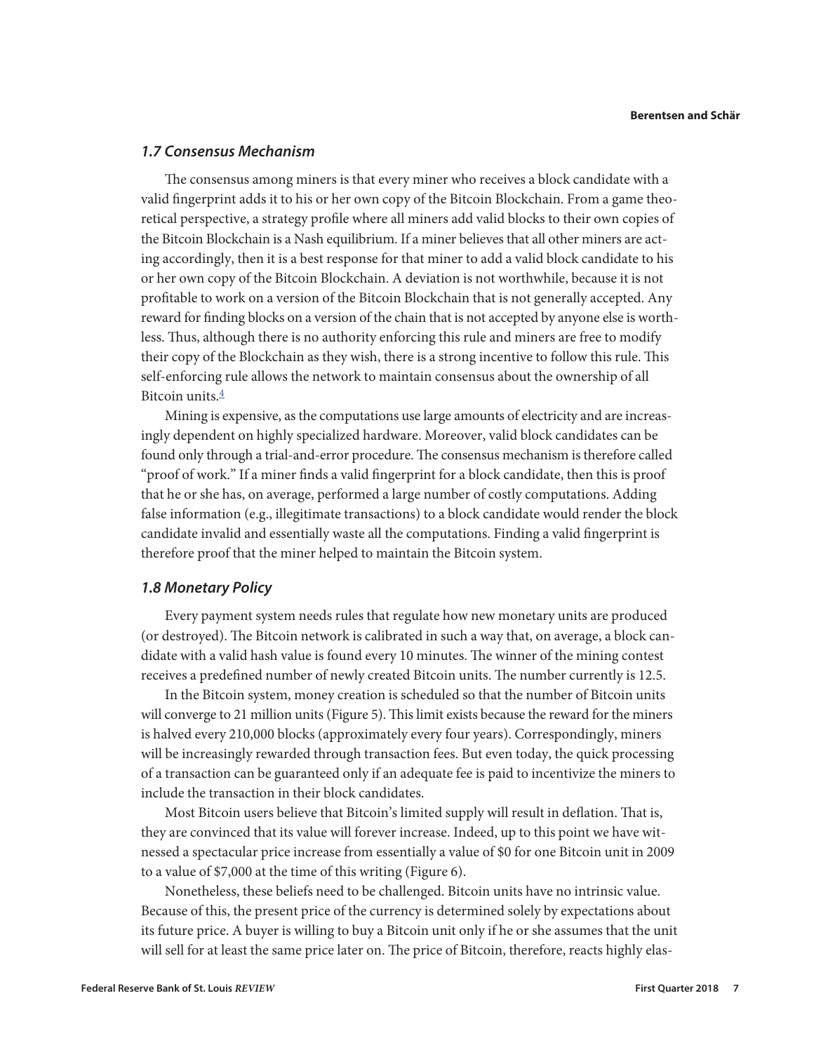### *1.7 Consensus Mechanism*

The consensus among miners is that every miner who receives a block candidate with a valid fingerprint adds it to his or her own copy of the Bitcoin Blockchain. From a game theoretical perspective, a strategy profile where all miners add valid blocks to their own copies of the Bitcoin Blockchain is a Nash equilibrium. If a miner believes that all other miners are acting accordingly, then it is a best response for that miner to add a valid block candidate to his or her own copy of the Bitcoin Blockchain. A deviation is not worthwhile, because it is not profitable to work on a version of the Bitcoin Blockchain that is not generally accepted. Any reward for finding blocks on a version of the chain that is not accepted by anyone else is worthless. Thus, although there is no authority enforcing this rule and miners are free to modify their copy of the Blockchain as they wish, there is a strong incentive to follow this rule. This self-enforcing rule allows the network to maintain consensus about the ownership of all Bitcoin units.[4]

Mining is expensive, as the computations use large amounts of electricity and are increasingly dependent on highly specialized hardware. Moreover, valid block candidates can be found only through a trial-and-error procedure. The consensus mechanism is therefore called "proof of work." If a miner finds a valid fingerprint for a block candidate, then this is proof that he or she has, on average, performed a large number of costly computations. Adding false information (e.g., illegitimate transactions) to a block candidate would render the block candidate invalid and essentially waste all the computations. Finding a valid fingerprint is therefore proof that the miner helped to maintain the Bitcoin system.

### *1.8 Monetary Policy*

Every payment system needs rules that regulate how new monetary units are produced (or destroyed). The Bitcoin network is calibrated in such a way that, on average, a block candidate with a valid hash value is found every 10 minutes. The winner of the mining contest receives a predefined number of newly created Bitcoin units. The number currently is 12.5.

In the Bitcoin system, money creation is scheduled so that the number of Bitcoin units will converge to 21 million units (Figure 5). This limit exists because the reward for the miners is halved every 210,000 blocks (approximately every four years). Correspondingly, miners will be increasingly rewarded through transaction fees. But even today, the quick processing of a transaction can be guaranteed only if an adequate fee is paid to incentivize the miners to include the transaction in their block candidates.

Most Bitcoin users believe that Bitcoin's limited supply will result in deflation. That is, they are convinced that its value will forever increase. Indeed, up to this point we have witnessed a spectacular price increase from essentially a value of \$0 for one Bitcoin unit in 2009 to a value of \$7,000 at the time of this writing (Figure 6).

Nonetheless, these beliefs need to be challenged. Bitcoin units have no intrinsic value. Because of this, the present price of the currency is determined solely by expectations about its future price. A buyer is willing to buy a Bitcoin unit only if he or she assumes that the unit will sell for at least the same price later on. The price of Bitcoin, therefore, reacts highly elas-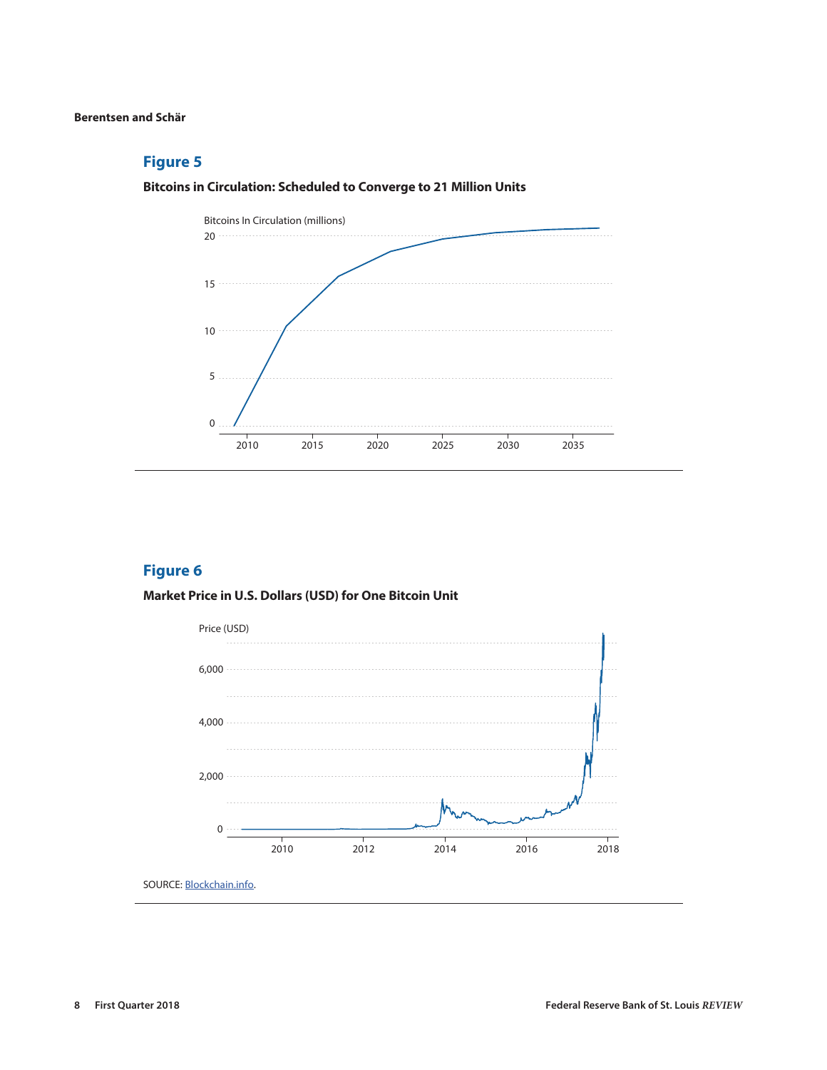## Figure 5

**Bitcoins in Circulation: Scheduled to Converge to 21 Million Units**

## Figure 6

**Market Price in U.S. Dollars (USD) for One Bitcoin Unit**

SOURCE: Blockchain.info.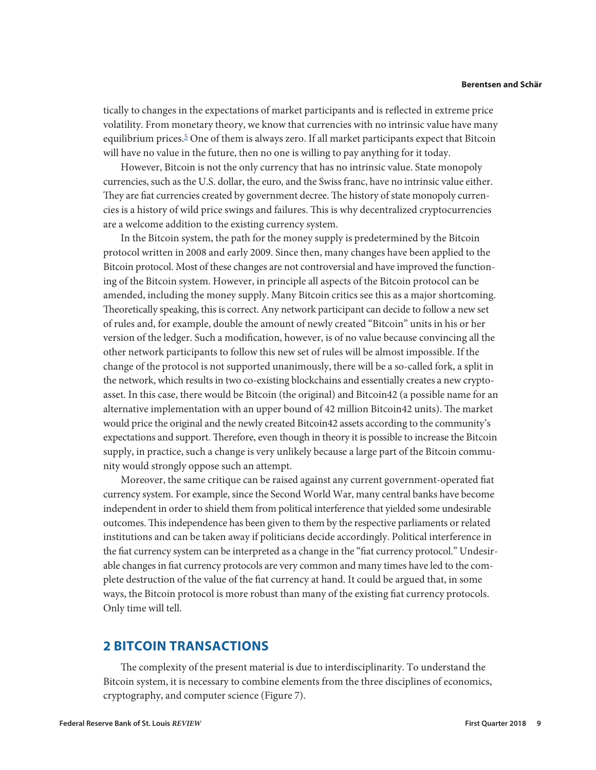tically to changes in the expectations of market participants and is reflected in extreme price volatility. From monetary theory, we know that currencies with no intrinsic value have many equilibrium prices.[5] One of them is always zero. If all market participants expect that Bitcoin will have no value in the future, then no one is willing to pay anything for it today.

However, Bitcoin is not the only currency that has no intrinsic value. State monopoly currencies, such as the U.S. dollar, the euro, and the Swiss franc, have no intrinsic value either. They are fiat currencies created by government decree. The history of state monopoly currencies is a history of wild price swings and failures. This is why decentralized cryptocurrencies are a welcome addition to the existing currency system.

In the Bitcoin system, the path for the money supply is predetermined by the Bitcoin protocol written in 2008 and early 2009. Since then, many changes have been applied to the Bitcoin protocol. Most of these changes are not controversial and have improved the functioning of the Bitcoin system. However, in principle all aspects of the Bitcoin protocol can be amended, including the money supply. Many Bitcoin critics see this as a major shortcoming. Theoretically speaking, this is correct. Any network participant can decide to follow a new set of rules and, for example, double the amount of newly created "Bitcoin" units in his or her version of the ledger. Such a modification, however, is of no value because convincing all the other network participants to follow this new set of rules will be almost impossible. If the change of the protocol is not supported unanimously, there will be a so-called fork, a split in the network, which results in two co-existing blockchains and essentially creates a new crypto-asset. In this case, there would be Bitcoin (the original) and Bitcoin42 (a possible name for an alternative implementation with an upper bound of 42 million Bitcoin42 units). The market would price the original and the newly created Bitcoin42 assets according to the community's expectations and support. Therefore, even though in theory it is possible to increase the Bitcoin supply, in practice, such a change is very unlikely because a large part of the Bitcoin community would strongly oppose such an attempt.

Moreover, the same critique can be raised against any current government-operated fiat currency system. For example, since the Second World War, many central banks have become independent in order to shield them from political interference that yielded some undesirable outcomes. This independence has been given to them by the respective parliaments or related institutions and can be taken away if politicians decide accordingly. Political interference in the fiat currency system can be interpreted as a change in the "fiat currency protocol." Undesirable changes in fiat currency protocols are very common and many times have led to the complete destruction of the value of the fiat currency at hand. It could be argued that, in some ways, the Bitcoin protocol is more robust than many of the existing fiat currency protocols. Only time will tell.

## 2 BITCOIN TRANSACTIONS

The complexity of the present material is due to interdisciplinarity. To understand the Bitcoin system, it is necessary to combine elements from the three disciplines of economics, cryptography, and computer science (Figure 7).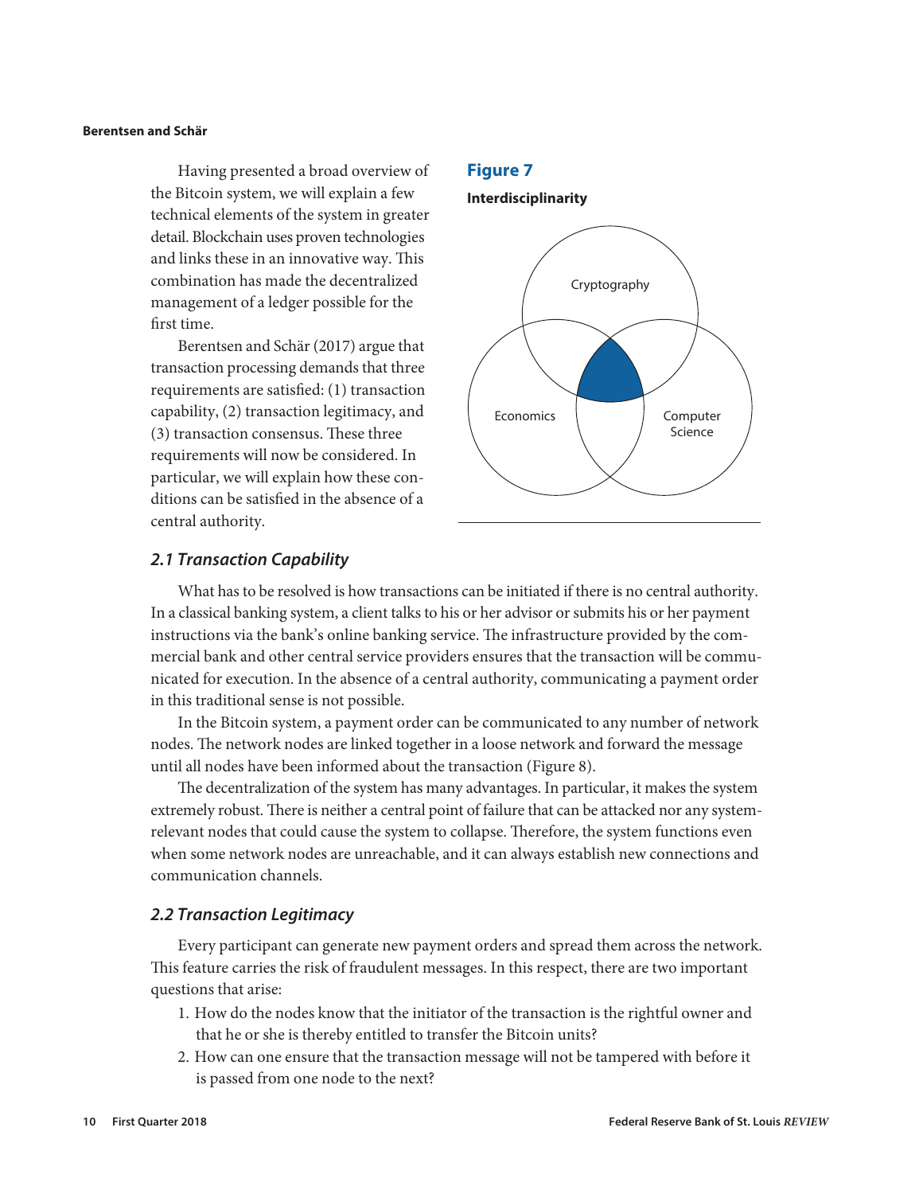Having presented a broad overview of the Bitcoin system, we will explain a few technical elements of the system in greater detail. Blockchain uses proven technologies and links these in an innovative way. This combination has made the decentralized management of a ledger possible for the first time.

Berentsen and Schär (2017) argue that transaction processing demands that three requirements are satisfied: (1) transaction capability, (2) transaction legitimacy, and (3) transaction consensus. These three requirements will now be considered. In particular, we will explain how these conditions can be satisfied in the absence of a central authority.

**Figure 7**

**Interdisciplinarity**

Cryptography

Economics

Computer Science

### *2.1 Transaction Capability*

What has to be resolved is how transactions can be initiated if there is no central authority. In a classical banking system, a client talks to his or her advisor or submits his or her payment instructions via the bank's online banking service. The infrastructure provided by the commercial bank and other central service providers ensures that the transaction will be communicated for execution. In the absence of a central authority, communicating a payment order in this traditional sense is not possible.

In the Bitcoin system, a payment order can be communicated to any number of network nodes. The network nodes are linked together in a loose network and forward the message until all nodes have been informed about the transaction (Figure 8).

The decentralization of the system has many advantages. In particular, it makes the system extremely robust. There is neither a central point of failure that can be attacked nor any system-relevant nodes that could cause the system to collapse. Therefore, the system functions even when some network nodes are unreachable, and it can always establish new connections and communication channels.

### *2.2 Transaction Legitimacy*

Every participant can generate new payment orders and spread them across the network. This feature carries the risk of fraudulent messages. In this respect, there are two important questions that arise:

1. How do the nodes know that the initiator of the transaction is the rightful owner and that he or she is thereby entitled to transfer the Bitcoin units?
2. How can one ensure that the transaction message will not be tampered with before it is passed from one node to the next?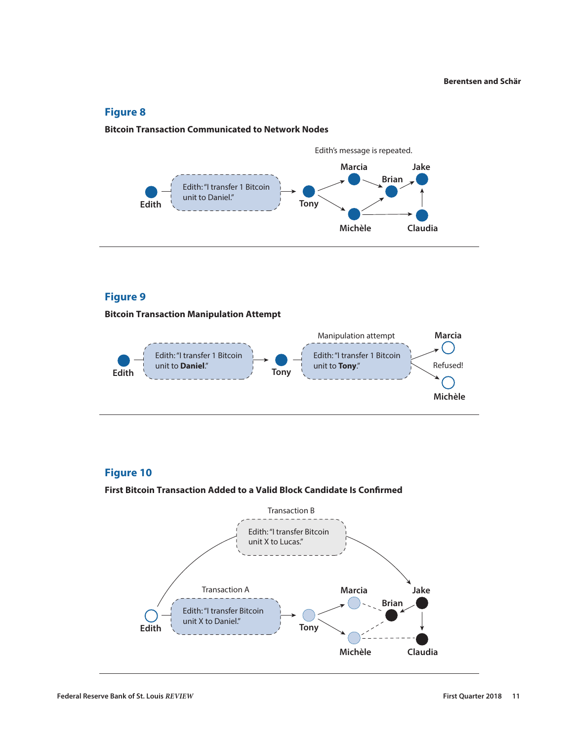## Figure 8

**Bitcoin Transaction Communicated to Network Nodes**

Edith's message is repeated.

Edith — Edith: "I transfer 1 Bitcoin unit to Daniel." → Tony → Marcia, Michèle → Brian → Jake; Michèle → Claudia → Jake

## Figure 9

**Bitcoin Transaction Manipulation Attempt**

Edith — Edith: "I transfer 1 Bitcoin unit to **Daniel**." → Tony — Manipulation attempt: Edith: "I transfer 1 Bitcoin unit to **Tony**." → Marcia, Michèle: Refused!

## Figure 10

**First Bitcoin Transaction Added to a Valid Block Candidate Is Confirmed**

Transaction B: Edith: "I transfer Bitcoin unit X to Lucas."

Transaction A: Edith: "I transfer Bitcoin unit X to Daniel."

Edith, Tony, Marcia, Brian, Jake, Michèle, Claudia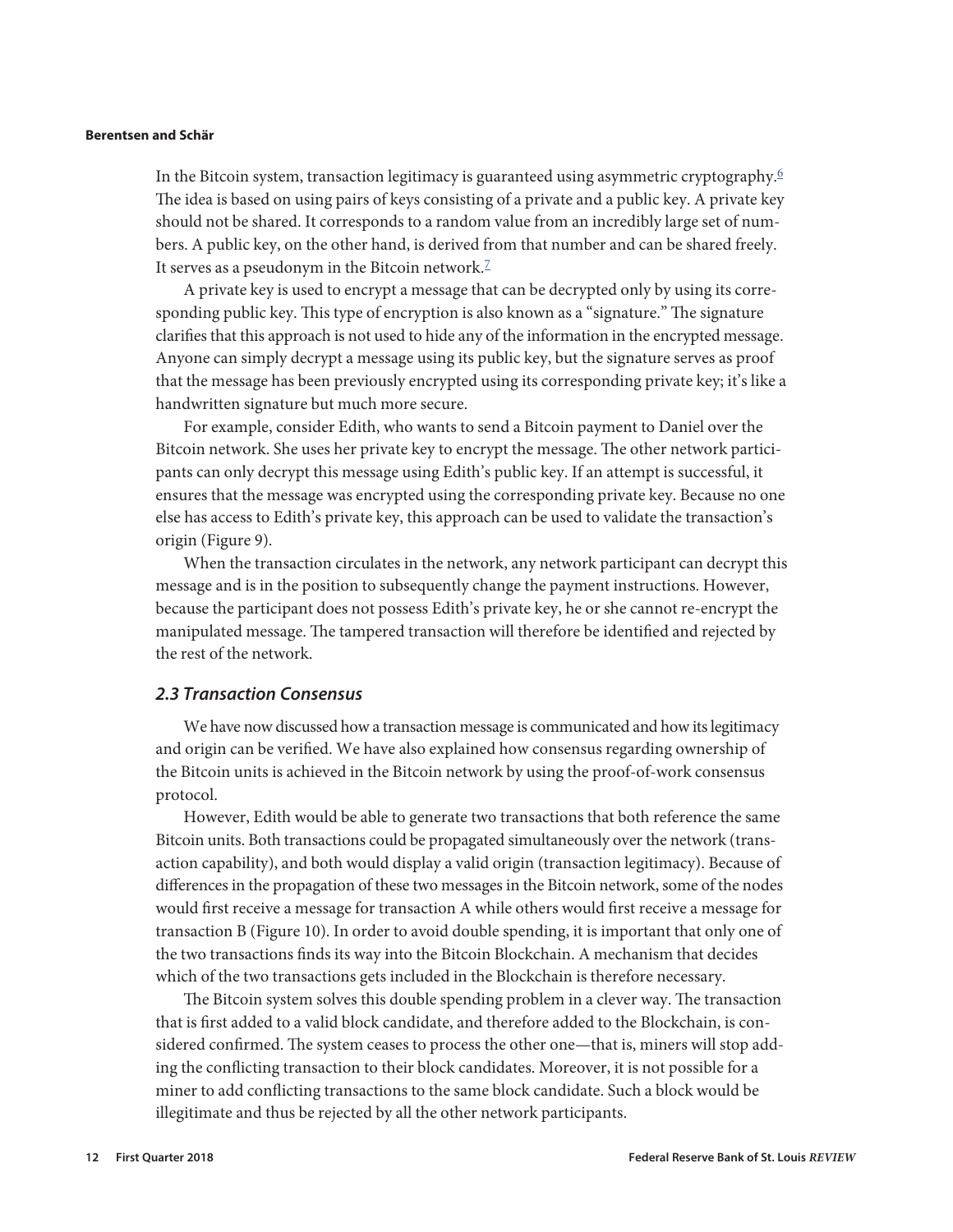In the Bitcoin system, transaction legitimacy is guaranteed using asymmetric cryptography.[6] The idea is based on using pairs of keys consisting of a private and a public key. A private key should not be shared. It corresponds to a random value from an incredibly large set of numbers. A public key, on the other hand, is derived from that number and can be shared freely. It serves as a pseudonym in the Bitcoin network.[7]

A private key is used to encrypt a message that can be decrypted only by using its corresponding public key. This type of encryption is also known as a "signature." The signature clarifies that this approach is not used to hide any of the information in the encrypted message. Anyone can simply decrypt a message using its public key, but the signature serves as proof that the message has been previously encrypted using its corresponding private key; it's like a handwritten signature but much more secure.

For example, consider Edith, who wants to send a Bitcoin payment to Daniel over the Bitcoin network. She uses her private key to encrypt the message. The other network participants can only decrypt this message using Edith's public key. If an attempt is successful, it ensures that the message was encrypted using the corresponding private key. Because no one else has access to Edith's private key, this approach can be used to validate the transaction's origin (Figure 9).

When the transaction circulates in the network, any network participant can decrypt this message and is in the position to subsequently change the payment instructions. However, because the participant does not possess Edith's private key, he or she cannot re-encrypt the manipulated message. The tampered transaction will therefore be identified and rejected by the rest of the network.

### *2.3 Transaction Consensus*

We have now discussed how a transaction message is communicated and how its legitimacy and origin can be verified. We have also explained how consensus regarding ownership of the Bitcoin units is achieved in the Bitcoin network by using the proof-of-work consensus protocol.

However, Edith would be able to generate two transactions that both reference the same Bitcoin units. Both transactions could be propagated simultaneously over the network (transaction capability), and both would display a valid origin (transaction legitimacy). Because of differences in the propagation of these two messages in the Bitcoin network, some of the nodes would first receive a message for transaction A while others would first receive a message for transaction B (Figure 10). In order to avoid double spending, it is important that only one of the two transactions finds its way into the Bitcoin Blockchain. A mechanism that decides which of the two transactions gets included in the Blockchain is therefore necessary.

The Bitcoin system solves this double spending problem in a clever way. The transaction that is first added to a valid block candidate, and therefore added to the Blockchain, is considered confirmed. The system ceases to process the other one—that is, miners will stop adding the conflicting transaction to their block candidates. Moreover, it is not possible for a miner to add conflicting transactions to the same block candidate. Such a block would be illegitimate and thus be rejected by all the other network participants.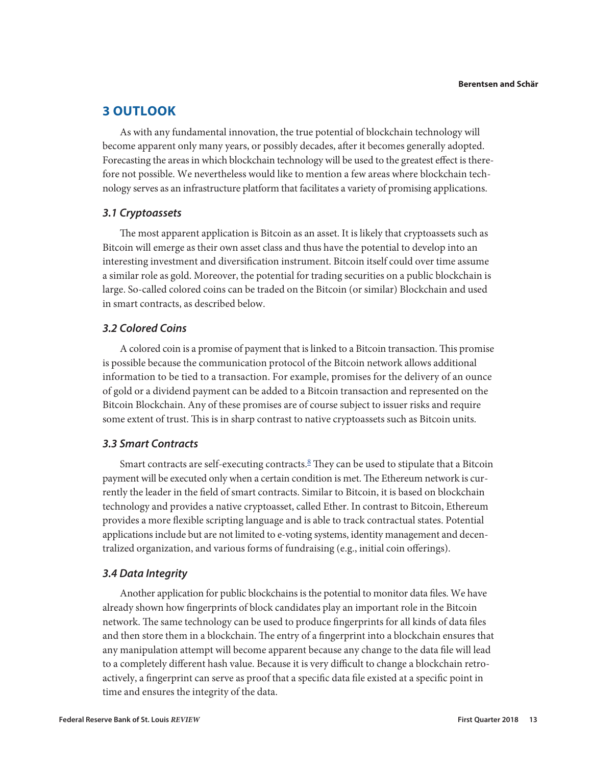## 3 OUTLOOK

As with any fundamental innovation, the true potential of blockchain technology will become apparent only many years, or possibly decades, after it becomes generally adopted. Forecasting the areas in which blockchain technology will be used to the greatest effect is therefore not possible. We nevertheless would like to mention a few areas where blockchain technology serves as an infrastructure platform that facilitates a variety of promising applications.

### *3.1 Cryptoassets*

The most apparent application is Bitcoin as an asset. It is likely that cryptoassets such as Bitcoin will emerge as their own asset class and thus have the potential to develop into an interesting investment and diversification instrument. Bitcoin itself could over time assume a similar role as gold. Moreover, the potential for trading securities on a public blockchain is large. So-called colored coins can be traded on the Bitcoin (or similar) Blockchain and used in smart contracts, as described below.

### *3.2 Colored Coins*

A colored coin is a promise of payment that is linked to a Bitcoin transaction. This promise is possible because the communication protocol of the Bitcoin network allows additional information to be tied to a transaction. For example, promises for the delivery of an ounce of gold or a dividend payment can be added to a Bitcoin transaction and represented on the Bitcoin Blockchain. Any of these promises are of course subject to issuer risks and require some extent of trust. This is in sharp contrast to native cryptoassets such as Bitcoin units.

### *3.3 Smart Contracts*

Smart contracts are self-executing contracts.[8] They can be used to stipulate that a Bitcoin payment will be executed only when a certain condition is met. The Ethereum network is currently the leader in the field of smart contracts. Similar to Bitcoin, it is based on blockchain technology and provides a native cryptoasset, called Ether. In contrast to Bitcoin, Ethereum provides a more flexible scripting language and is able to track contractual states. Potential applications include but are not limited to e-voting systems, identity management and decentralized organization, and various forms of fundraising (e.g., initial coin offerings).

### *3.4 Data Integrity*

Another application for public blockchains is the potential to monitor data files. We have already shown how fingerprints of block candidates play an important role in the Bitcoin network. The same technology can be used to produce fingerprints for all kinds of data files and then store them in a blockchain. The entry of a fingerprint into a blockchain ensures that any manipulation attempt will become apparent because any change to the data file will lead to a completely different hash value. Because it is very difficult to change a blockchain retroactively, a fingerprint can serve as proof that a specific data file existed at a specific point in time and ensures the integrity of the data.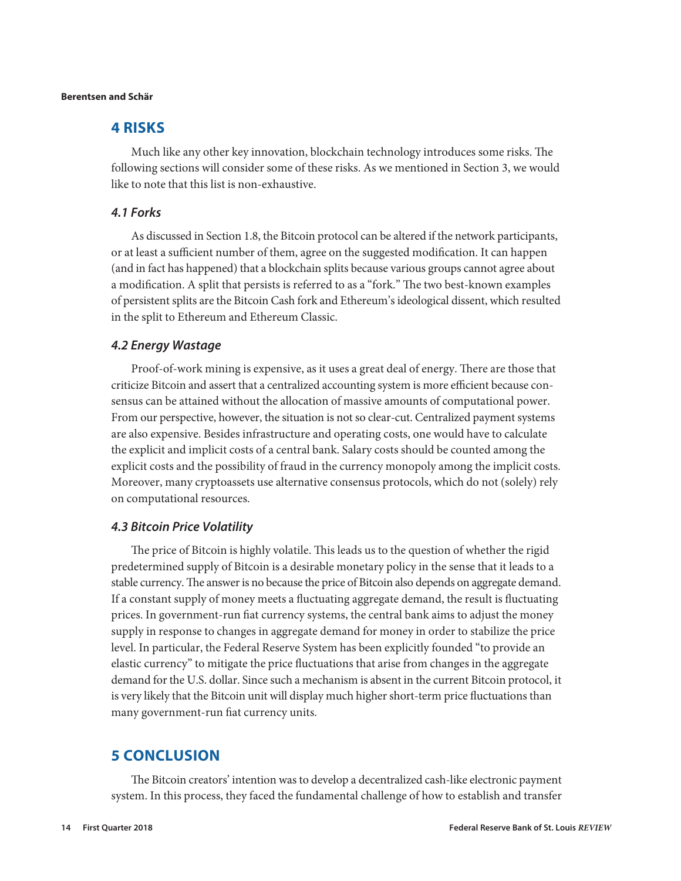## 4 RISKS

Much like any other key innovation, blockchain technology introduces some risks. The following sections will consider some of these risks. As we mentioned in Section 3, we would like to note that this list is non-exhaustive.

### *4.1 Forks*

As discussed in Section 1.8, the Bitcoin protocol can be altered if the network participants, or at least a sufficient number of them, agree on the suggested modification. It can happen (and in fact has happened) that a blockchain splits because various groups cannot agree about a modification. A split that persists is referred to as a "fork." The two best-known examples of persistent splits are the Bitcoin Cash fork and Ethereum's ideological dissent, which resulted in the split to Ethereum and Ethereum Classic.

### *4.2 Energy Wastage*

Proof-of-work mining is expensive, as it uses a great deal of energy. There are those that criticize Bitcoin and assert that a centralized accounting system is more efficient because consensus can be attained without the allocation of massive amounts of computational power. From our perspective, however, the situation is not so clear-cut. Centralized payment systems are also expensive. Besides infrastructure and operating costs, one would have to calculate the explicit and implicit costs of a central bank. Salary costs should be counted among the explicit costs and the possibility of fraud in the currency monopoly among the implicit costs. Moreover, many cryptoassets use alternative consensus protocols, which do not (solely) rely on computational resources.

### *4.3 Bitcoin Price Volatility*

The price of Bitcoin is highly volatile. This leads us to the question of whether the rigid predetermined supply of Bitcoin is a desirable monetary policy in the sense that it leads to a stable currency. The answer is no because the price of Bitcoin also depends on aggregate demand. If a constant supply of money meets a fluctuating aggregate demand, the result is fluctuating prices. In government-run fiat currency systems, the central bank aims to adjust the money supply in response to changes in aggregate demand for money in order to stabilize the price level. In particular, the Federal Reserve System has been explicitly founded "to provide an elastic currency" to mitigate the price fluctuations that arise from changes in the aggregate demand for the U.S. dollar. Since such a mechanism is absent in the current Bitcoin protocol, it is very likely that the Bitcoin unit will display much higher short-term price fluctuations than many government-run fiat currency units.

## 5 CONCLUSION

The Bitcoin creators' intention was to develop a decentralized cash-like electronic payment system. In this process, they faced the fundamental challenge of how to establish and transfer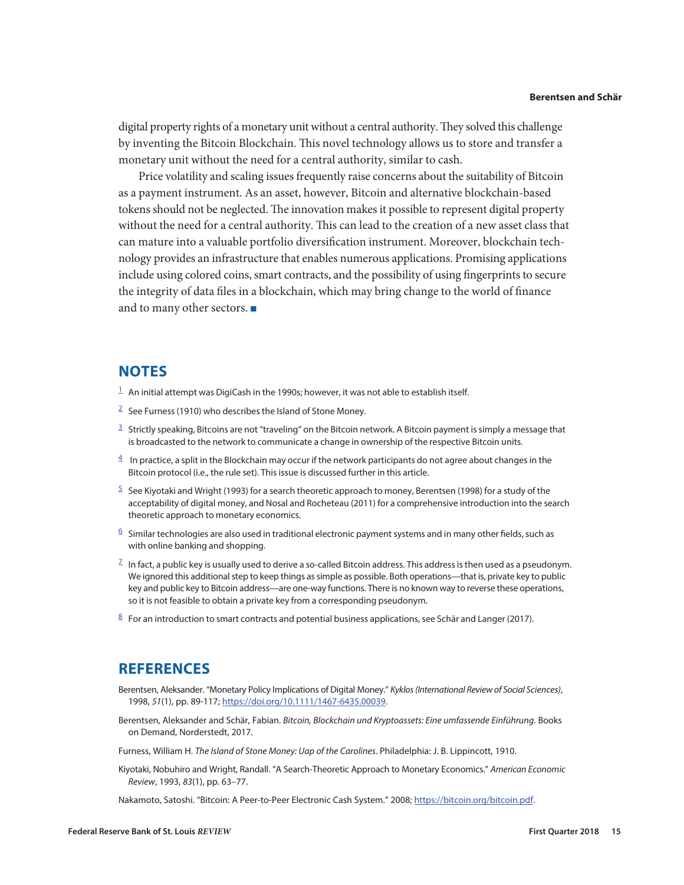digital property rights of a monetary unit without a central authority. They solved this challenge by inventing the Bitcoin Blockchain. This novel technology allows us to store and transfer a monetary unit without the need for a central authority, similar to cash.

Price volatility and scaling issues frequently raise concerns about the suitability of Bitcoin as a payment instrument. As an asset, however, Bitcoin and alternative blockchain-based tokens should not be neglected. The innovation makes it possible to represent digital property without the need for a central authority. This can lead to the creation of a new asset class that can mature into a valuable portfolio diversification instrument. Moreover, blockchain technology provides an infrastructure that enables numerous applications. Promising applications include using colored coins, smart contracts, and the possibility of using fingerprints to secure the integrity of data files in a blockchain, which may bring change to the world of finance and to many other sectors. ■

## NOTES

[1] An initial attempt was DigiCash in the 1990s; however, it was not able to establish itself.

[2] See Furness (1910) who describes the Island of Stone Money.

[3] Strictly speaking, Bitcoins are not "traveling" on the Bitcoin network. A Bitcoin payment is simply a message that is broadcasted to the network to communicate a change in ownership of the respective Bitcoin units.

[4] In practice, a split in the Blockchain may occur if the network participants do not agree about changes in the Bitcoin protocol (i.e., the rule set). This issue is discussed further in this article.

[5] See Kiyotaki and Wright (1993) for a search theoretic approach to money, Berentsen (1998) for a study of the acceptability of digital money, and Nosal and Rocheteau (2011) for a comprehensive introduction into the search theoretic approach to monetary economics.

[6] Similar technologies are also used in traditional electronic payment systems and in many other fields, such as with online banking and shopping.

[7] In fact, a public key is usually used to derive a so-called Bitcoin address. This address is then used as a pseudonym. We ignored this additional step to keep things as simple as possible. Both operations—that is, private key to public key and public key to Bitcoin address—are one-way functions. There is no known way to reverse these operations, so it is not feasible to obtain a private key from a corresponding pseudonym.

[8] For an introduction to smart contracts and potential business applications, see Schär and Langer (2017).

## REFERENCES

Berentsen, Aleksander. "Monetary Policy Implications of Digital Money." *Kyklos (International Review of Social Sciences)*, 1998, *51*(1), pp. 89-117; https://doi.org/10.1111/1467-6435.00039.

Berentsen, Aleksander and Schär, Fabian. *Bitcoin, Blockchain und Kryptoassets: Eine umfassende Einführung*. Books on Demand, Norderstedt, 2017.

Furness, William H. *The Island of Stone Money: Uap of the Carolines*. Philadelphia: J. B. Lippincott, 1910.

Kiyotaki, Nobuhiro and Wright, Randall. "A Search-Theoretic Approach to Monetary Economics." *American Economic Review*, 1993, *83*(1), pp. 63–77.

Nakamoto, Satoshi. "Bitcoin: A Peer-to-Peer Electronic Cash System." 2008; https://bitcoin.org/bitcoin.pdf.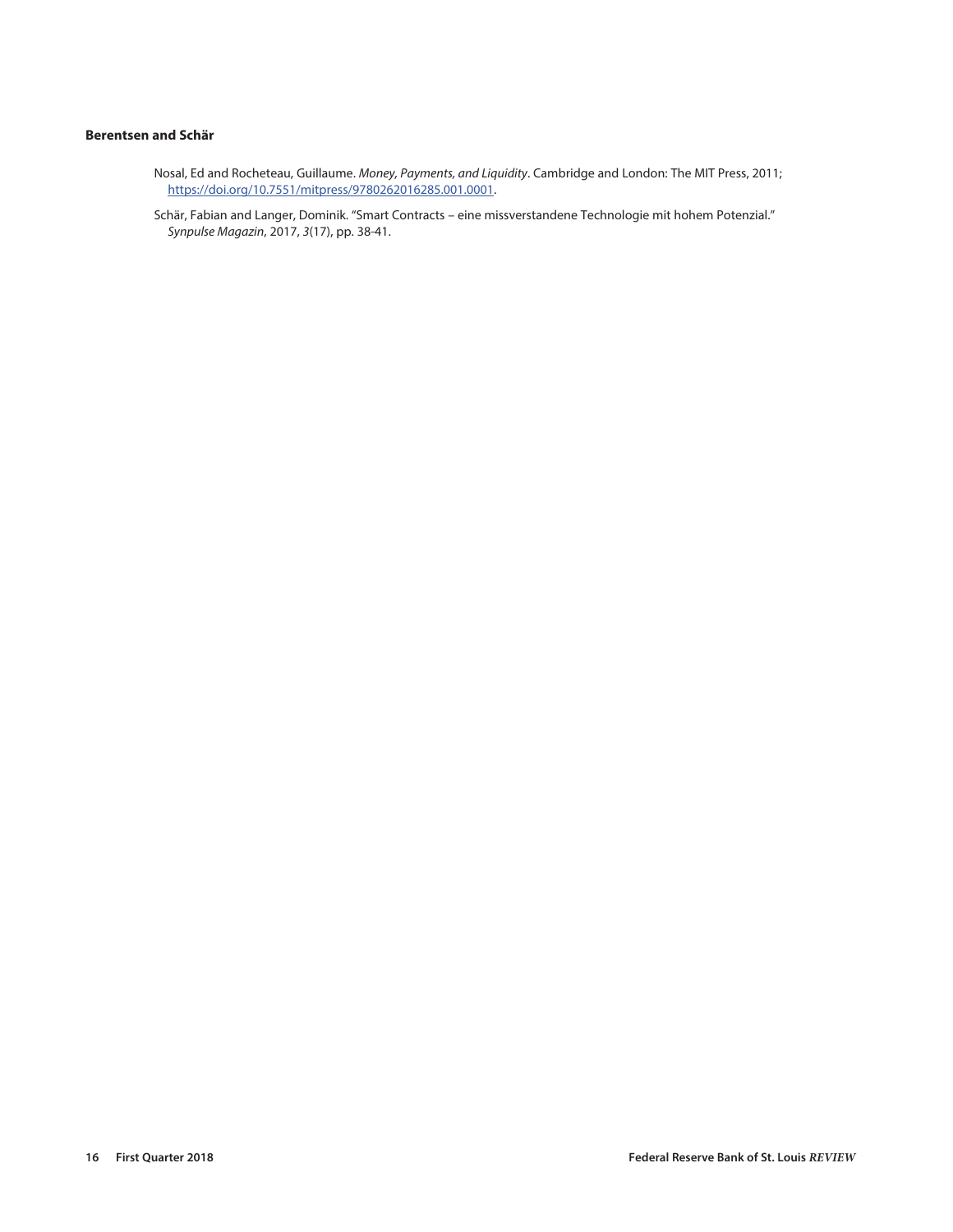Nosal, Ed and Rocheteau, Guillaume. *Money, Payments, and Liquidity*. Cambridge and London: The MIT Press, 2011; https://doi.org/10.7551/mitpress/9780262016285.001.0001.

Schär, Fabian and Langer, Dominik. "Smart Contracts – eine missverstandene Technologie mit hohem Potenzial." *Synpulse Magazin*, 2017, *3*(17), pp. 38-41.